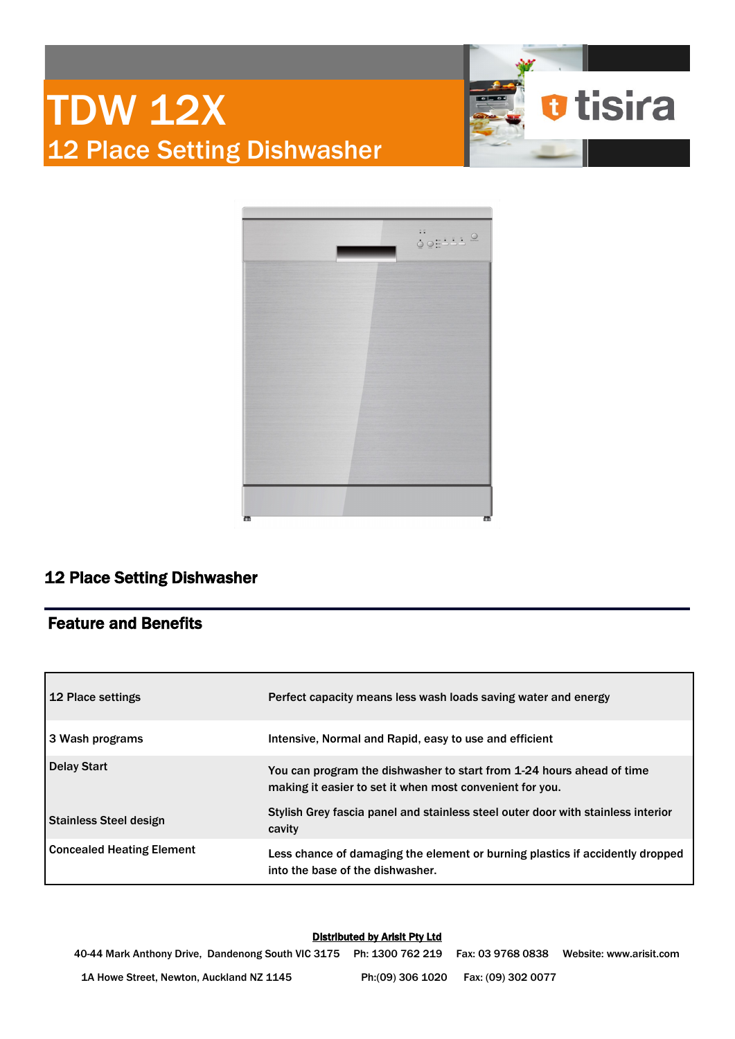# TDW 12X

## 12 Place Setting Dishwasher

tisira

### 12 Place Setting Dishwasher

### Feature and Benefits

| | |
|---|---|
| 12 Place settings | Perfect capacity means less wash loads saving water and energy |
| 3 Wash programs | Intensive, Normal and Rapid, easy to use and efficient |
| Delay Start | You can program the dishwasher to start from 1-24 hours ahead of time making it easier to set it when most convenient for you. |
| Stainless Steel design | Stylish Grey fascia panel and stainless steel outer door with stainless interior cavity |
| Concealed Heating Element | Less chance of damaging the element or burning plastics if accidently dropped into the base of the dishwasher. |

**Distributed by Arisit Pty Ltd**

40-44 Mark Anthony Drive, Dandenong South VIC 3175 Ph: 1300 762 219 Fax: 03 9768 0838 Website: www.arisit.com

1A Howe Street, Newton, Auckland NZ 1145 Ph:(09) 306 1020 Fax: (09) 302 0077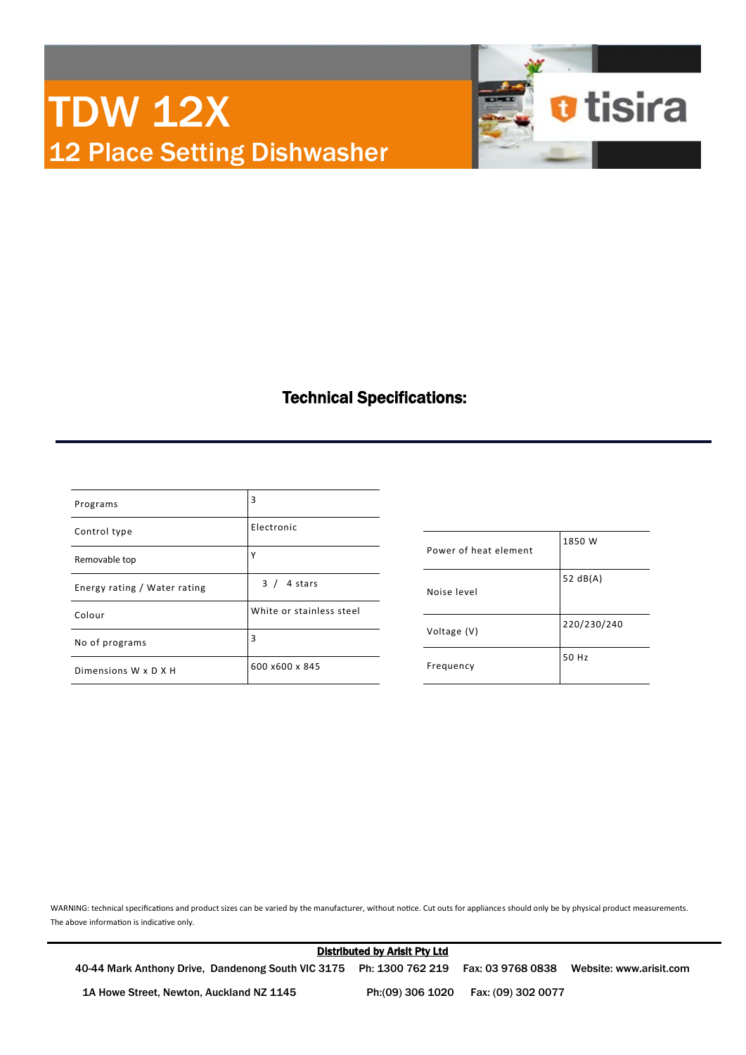# TDW 12X

## 12 Place Setting Dishwasher

tisira

## Technical Specifications:

| | |
|---|---|
| Programs | 3 |
| Control type | Electronic |
| Removable top | Y |
| Energy rating / Water rating | 3 / 4 stars |
| Colour | White or stainless steel |
| No of programs | 3 |
| Dimensions W x D X H | 600 x600 x 845 |

| | |
|---|---|
| Power of heat element | 1850 W |
| Noise level | 52 dB(A) |
| Voltage (V) | 220/230/240 |
| Frequency | 50 Hz |

WARNING: technical specifications and product sizes can be varied by the manufacturer, without notice. Cut outs for appliances should only be by physical product measurements. The above information is indicative only.

**Distributed by Arisit Pty Ltd**

40-44 Mark Anthony Drive, Dandenong South VIC 3175 Ph: 1300 762 219 Fax: 03 9768 0838 Website: www.arisit.com

1A Howe Street, Newton, Auckland NZ 1145 Ph:(09) 306 1020 Fax: (09) 302 0077